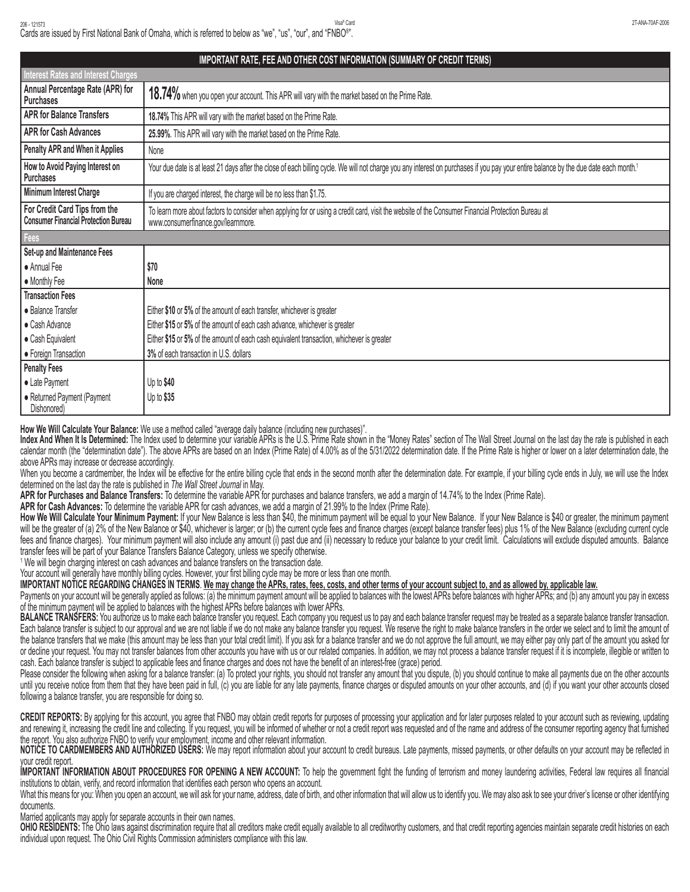Cards are issued by First National Bank of Omaha, which is referred to below as "we", "us", "our", and "FNBO®".

| IMPORTANT RATE, FEE AND OTHER COST INFORMATION (SUMMARY OF CREDIT TERMS) | |
|---|---|
| **Interest Rates and Interest Charges** | |
| **Annual Percentage Rate (APR) for Purchases** | **18.74%** when you open your account. This APR will vary with the market based on the Prime Rate. |
| **APR for Balance Transfers** | **18.74%** This APR will vary with the market based on the Prime Rate. |
| **APR for Cash Advances** | **25.99%**. This APR will vary with the market based on the Prime Rate. |
| **Penalty APR and When it Applies** | None |
| **How to Avoid Paying Interest on Purchases** | Your due date is at least 21 days after the close of each billing cycle. We will not charge you any interest on purchases if you pay your entire balance by the due date each month.[1] |
| **Minimum Interest Charge** | If you are charged interest, the charge will be no less than $1.75. |
| **For Credit Card Tips from the Consumer Financial Protection Bureau** | To learn more about factors to consider when applying for or using a credit card, visit the website of the Consumer Financial Protection Bureau at www.consumerfinance.gov/learnmore. |
| **Fees** | |
| **Set-up and Maintenance Fees** | |
| ● Annual Fee | **$70** |
| ● Monthly Fee | **None** |
| **Transaction Fees** | |
| ● Balance Transfer | Either **$10** or **5%** of the amount of each transfer, whichever is greater |
| ● Cash Advance | Either **$15** or **5%** of the amount of each cash advance, whichever is greater |
| ● Cash Equivalent | Either **$15** or **5%** of the amount of each cash equivalent transaction, whichever is greater |
| ● Foreign Transaction | **3%** of each transaction in U.S. dollars |
| **Penalty Fees** | |
| ● Late Payment | Up to **$40** |
| ● Returned Payment (Payment Dishonored) | Up to **$35** |

**How We Will Calculate Your Balance:** We use a method called "average daily balance (including new purchases)".

**Index And When It Is Determined:** The Index used to determine your variable APRs is the U.S. Prime Rate shown in the "Money Rates" section of The Wall Street Journal on the last day the rate is published in each calendar month (the "determination date"). The above APRs are based on an Index (Prime Rate) of 4.00% as of the 5/31/2022 determination date. If the Prime Rate is higher or lower on a later determination date, the above APRs may increase or decrease accordingly.

When you become a cardmember, the Index will be effective for the entire billing cycle that ends in the second month after the determination date. For example, if your billing cycle ends in July, we will use the Index determined on the last day the rate is published in *The Wall Street Journal* in May.

**APR for Purchases and Balance Transfers:** To determine the variable APR for purchases and balance transfers, we add a margin of 14.74% to the Index (Prime Rate).

**APR for Cash Advances:** To determine the variable APR for cash advances, we add a margin of 21.99% to the Index (Prime Rate).

**How We Will Calculate Your Minimum Payment:** If your New Balance is less than $40, the minimum payment will be equal to your New Balance. If your New Balance is $40 or greater, the minimum payment will be the greater of (a) 2% of the New Balance or $40, whichever is larger; or (b) the current cycle fees and finance charges (except balance transfer fees) plus 1% of the New Balance (excluding current cycle fees and finance charges). Your minimum payment will also include any amount (i) past due and (ii) necessary to reduce your balance to your credit limit. Calculations will exclude disputed amounts. Balance transfer fees will be part of your Balance Transfers Balance Category, unless we specify otherwise.

[1] We will begin charging interest on cash advances and balance transfers on the transaction date.

Your account will generally have monthly billing cycles. However, your first billing cycle may be more or less than one month.

**IMPORTANT NOTICE REGARDING CHANGES IN TERMS**. **We may change the APRs, rates, fees, costs, and other terms of your account subject to, and as allowed by, applicable law.**

Payments on your account will be generally applied as follows: (a) the minimum payment amount will be applied to balances with the lowest APRs before balances with higher APRs; and (b) any amount you pay in excess of the minimum payment will be applied to balances with the highest APRs before balances with lower APRs.

**BALANCE TRANSFERS:** You authorize us to make each balance transfer you request. Each company you request us to pay and each balance transfer request may be treated as a separate balance transfer transaction. Each balance transfer is subject to our approval and we are not liable if we do not make any balance transfer you request. We reserve the right to make balance transfers in the order we select and to limit the amount of the balance transfers that we make (this amount may be less than your total credit limit). If you ask for a balance transfer and we do not approve the full amount, we may either pay only part of the amount you asked for or decline your request. You may not transfer balances from other accounts you have with us or our related companies. In addition, we may not process a balance transfer request if it is incomplete, illegible or written to cash. Each balance transfer is subject to applicable fees and finance charges and does not have the benefit of an interest-free (grace) period.

Please consider the following when asking for a balance transfer: (a) To protect your rights, you should not transfer any amount that you dispute, (b) you should continue to make all payments due on the other accounts until you receive notice from them that they have been paid in full, (c) you are liable for any late payments, finance charges or disputed amounts on your other accounts, and (d) if you want your other accounts closed following a balance transfer, you are responsible for doing so.

**CREDIT REPORTS:** By applying for this account, you agree that FNBO may obtain credit reports for purposes of processing your application and for later purposes related to your account such as reviewing, updating and renewing it, increasing the credit line and collecting. If you request, you will be informed of whether or not a credit report was requested and of the name and address of the consumer reporting agency that furnished the report. You also authorize FNBO to verify your employment, income and other relevant information.

**NOTICE TO CARDMEMBERS AND AUTHORIZED USERS:** We may report information about your account to credit bureaus. Late payments, missed payments, or other defaults on your account may be reflected in your credit report.

**IMPORTANT INFORMATION ABOUT PROCEDURES FOR OPENING A NEW ACCOUNT:** To help the government fight the funding of terrorism and money laundering activities, Federal law requires all financial institutions to obtain, verify, and record information that identifies each person who opens an account.

What this means for you: When you open an account, we will ask for your name, address, date of birth, and other information that will allow us to identify you. We may also ask to see your driver's license or other identifying documents.

Married applicants may apply for separate accounts in their own names.

**OHIO RESIDENTS:** The Ohio laws against discrimination require that all creditors make credit equally available to all creditworthy customers, and that credit reporting agencies maintain separate credit histories on each individual upon request. The Ohio Civil Rights Commission administers compliance with this law.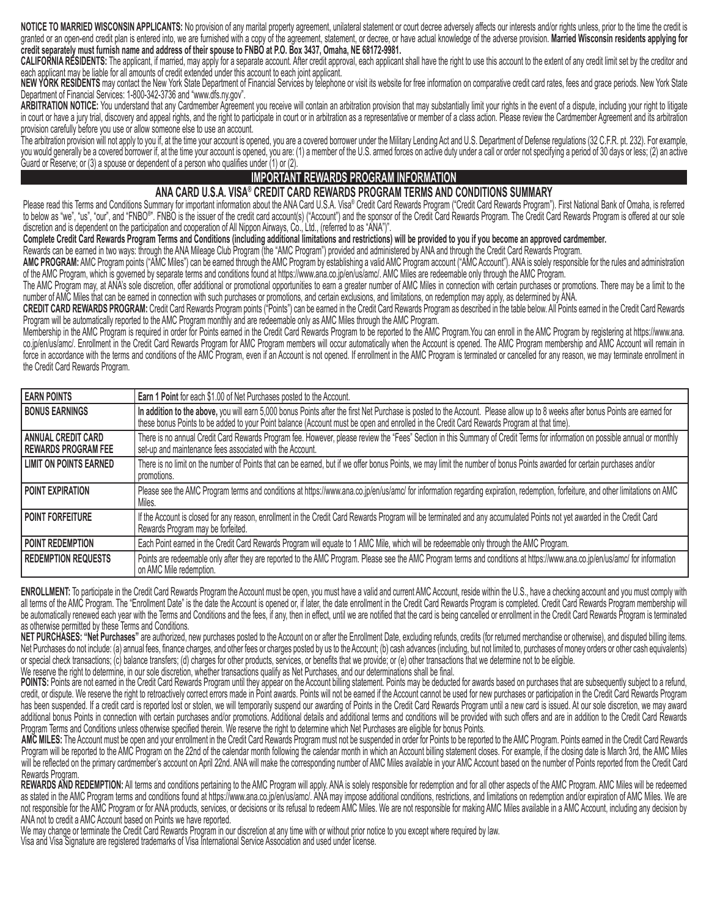**NOTICE TO MARRIED WISCONSIN APPLICANTS:** No provision of any marital property agreement, unilateral statement or court decree adversely affects our interests and/or rights unless, prior to the time the credit is granted or an open-end credit plan is entered into, we are furnished with a copy of the agreement, statement, or decree, or have actual knowledge of the adverse provision. **Married Wisconsin residents applying for credit separately must furnish name and address of their spouse to FNBO at P.O. Box 3437, Omaha, NE 68172-9981.**

**CALIFORNIA RESIDENTS:** The applicant, if married, may apply for a separate account. After credit approval, each applicant shall have the right to use this account to the extent of any credit limit set by the creditor and each applicant may be liable for all amounts of credit extended under this account to each joint applicant.

**NEW YORK RESIDENTS** may contact the New York State Department of Financial Services by telephone or visit its website for free information on comparative credit card rates, fees and grace periods. New York State Department of Financial Services: 1-800-342-3736 and "www.dfs.ny.gov".

**ARBITRATION NOTICE:** You understand that any Cardmember Agreement you receive will contain an arbitration provision that may substantially limit your rights in the event of a dispute, including your right to litigate in court or have a jury trial, discovery and appeal rights, and the right to participate in court or in arbitration as a representative or member of a class action. Please review the Cardmember Agreement and its arbitration provision carefully before you use or allow someone else to use an account.

The arbitration provision will not apply to you if, at the time your account is opened, you are a covered borrower under the Military Lending Act and U.S. Department of Defense regulations (32 C.F.R. pt. 232). For example, you would generally be a covered borrower if, at the time your account is opened, you are: (1) a member of the U.S. armed forces on active duty under a call or order not specifying a period of 30 days or less; (2) an active Guard or Reserve; or (3) a spouse or dependent of a person who qualifies under (1) or (2).

## IMPORTANT REWARDS PROGRAM INFORMATION

## ANA CARD U.S.A. VISA® CREDIT CARD REWARDS PROGRAM TERMS AND CONDITIONS SUMMARY

Please read this Terms and Conditions Summary for important information about the ANA Card U.S.A. Visa® Credit Card Rewards Program ("Credit Card Rewards Program"). First National Bank of Omaha, is referred to below as "we", "us", "our", and "FNBO®". FNBO is the issuer of the credit card account(s) ("Account") and the sponsor of the Credit Card Rewards Program. The Credit Card Rewards Program is offered at our sole discretion and is dependent on the participation and cooperation of All Nippon Airways, Co., Ltd., (referred to as "ANA")".

**Complete Credit Card Rewards Program Terms and Conditions (including additional limitations and restrictions) will be provided to you if you become an approved cardmember.**

Rewards can be earned in two ways: through the ANA Mileage Club Program (the "AMC Program") provided and administered by ANA and through the Credit Card Rewards Program.

**AMC PROGRAM:** AMC Program points ("AMC Miles") can be earned through the AMC Program by establishing a valid AMC Program account ("AMC Account"). ANA is solely responsible for the rules and administration of the AMC Program, which is governed by separate terms and conditions found at https://www.ana.co.jp/en/us/amc/. AMC Miles are redeemable only through the AMC Program.

The AMC Program may, at ANA's sole discretion, offer additional or promotional opportunities to earn a greater number of AMC Miles in connection with certain purchases or promotions. There may be a limit to the number of AMC Miles that can be earned in connection with such purchases or promotions, and certain exclusions, and limitations, on redemption may apply, as determined by ANA.

**CREDIT CARD REWARDS PROGRAM:** Credit Card Rewards Program points ("Points") can be earned in the Credit Card Rewards Program as described in the table below. All Points earned in the Credit Card Rewards Program will be automatically reported to the AMC Program monthly and are redeemable only as AMC Miles through the AMC Program.

Membership in the AMC Program is required in order for Points earned in the Credit Card Rewards Program to be reported to the AMC Program.You can enroll in the AMC Program by registering at https://www.ana.co.jp/en/us/amc/. Enrollment in the Credit Card Rewards Program for AMC Program members will occur automatically when the Account is opened. The AMC Program membership and AMC Account will remain in force in accordance with the terms and conditions of the AMC Program, even if an Account is not opened. If enrollment in the AMC Program is terminated or cancelled for any reason, we may terminate enrollment in the Credit Card Rewards Program.

| | |
|---|---|
| **EARN POINTS** | **Earn 1 Point** for each $1.00 of Net Purchases posted to the Account. |
| **BONUS EARNINGS** | **In addition to the above,** you will earn 5,000 bonus Points after the first Net Purchase is posted to the Account. Please allow up to 8 weeks after bonus Points are earned for these bonus Points to be added to your Point balance (Account must be open and enrolled in the Credit Card Rewards Program at that time). |
| **ANNUAL CREDIT CARD REWARDS PROGRAM FEE** | There is no annual Credit Card Rewards Program fee. However, please review the "Fees" Section in this Summary of Credit Terms for information on possible annual or monthly set-up and maintenance fees associated with the Account. |
| **LIMIT ON POINTS EARNED** | There is no limit on the number of Points that can be earned, but if we offer bonus Points, we may limit the number of bonus Points awarded for certain purchases and/or promotions. |
| **POINT EXPIRATION** | Please see the AMC Program terms and conditions at https://www.ana.co.jp/en/us/amc/ for information regarding expiration, redemption, forfeiture, and other limitations on AMC Miles. |
| **POINT FORFEITURE** | If the Account is closed for any reason, enrollment in the Credit Card Rewards Program will be terminated and any accumulated Points not yet awarded in the Credit Card Rewards Program may be forfeited. |
| **POINT REDEMPTION** | Each Point earned in the Credit Card Rewards Program will equate to 1 AMC Mile, which will be redeemable only through the AMC Program. |
| **REDEMPTION REQUESTS** | Points are redeemable only after they are reported to the AMC Program. Please see the AMC Program terms and conditions at https://www.ana.co.jp/en/us/amc/ for information on AMC Mile redemption. |

**ENROLLMENT:** To participate in the Credit Card Rewards Program the Account must be open, you must have a valid and current AMC Account, reside within the U.S., have a checking account and you must comply with all terms of the AMC Program. The "Enrollment Date" is the date the Account is opened or, if later, the date enrollment in the Credit Card Rewards Program is completed. Credit Card Rewards Program membership will be automatically renewed each year with the Terms and Conditions and the fees, if any, then in effect, until we are notified that the card is being cancelled or enrollment in the Credit Card Rewards Program is terminated as otherwise permitted by these Terms and Conditions.

**NET PURCHASES: "Net Purchases"** are authorized, new purchases posted to the Account on or after the Enrollment Date, excluding refunds, credits (for returned merchandise or otherwise), and disputed billing items. Net Purchases do not include: (a) annual fees, finance charges, and other fees or charges posted by us to the Account; (b) cash advances (including, but not limited to, purchases of money orders or other cash equivalents) or special check transactions; (c) balance transfers; (d) charges for other products, services, or benefits that we provide; or (e) other transactions that we determine not to be eligible.

We reserve the right to determine, in our sole discretion, whether transactions qualify as Net Purchases, and our determinations shall be final.

**POINTS:** Points are not earned in the Credit Card Rewards Program until they appear on the Account billing statement. Points may be deducted for awards based on purchases that are subsequently subject to a refund, credit, or dispute. We reserve the right to retroactively correct errors made in Point awards. Points will not be earned if the Account cannot be used for new purchases or participation in the Credit Card Rewards Program has been suspended. If a credit card is reported lost or stolen, we will temporarily suspend our awarding of Points in the Credit Card Rewards Program until a new card is issued. At our sole discretion, we may award additional bonus Points in connection with certain purchases and/or promotions. Additional details and additional terms and conditions will be provided with such offers and are in addition to the Credit Card Rewards Program Terms and Conditions unless otherwise specified therein. We reserve the right to determine which Net Purchases are eligible for bonus Points.

**AMC MILES:** The Account must be open and your enrollment in the Credit Card Rewards Program must not be suspended in order for Points to be reported to the AMC Program. Points earned in the Credit Card Rewards Program will be reported to the AMC Program on the 22nd of the calendar month following the calendar month in which an Account billing statement closes. For example, if the closing date is March 3rd, the AMC Miles will be reflected on the primary cardmember's account on April 22nd. ANA will make the corresponding number of AMC Miles available in your AMC Account based on the number of Points reported from the Credit Card Rewards Program.

**REWARDS AND REDEMPTION:** All terms and conditions pertaining to the AMC Program will apply. ANA is solely responsible for redemption and for all other aspects of the AMC Program. AMC Miles will be redeemed as stated in the AMC Program terms and conditions found at https://www.ana.co.jp/en/us/amc/. ANA may impose additional conditions, restrictions, and limitations on redemption and/or expiration of AMC Miles. We are not responsible for the AMC Program or for ANA products, services, or decisions or its refusal to redeem AMC Miles. We are not responsible for making AMC Miles available in a AMC Account, including any decision by ANA not to credit a AMC Account based on Points we have reported.

We may change or terminate the Credit Card Rewards Program in our discretion at any time with or without prior notice to you except where required by law.

Visa and Visa Signature are registered trademarks of Visa International Service Association and used under license.